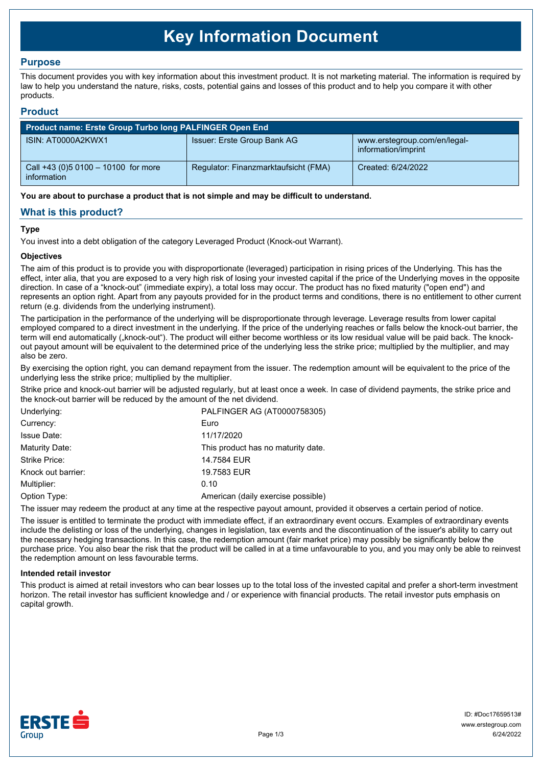# Key Information Document

## Purpose

This document provides you with key information about this investment product. It is not marketing material. The information is required by law to help you understand the nature, risks, costs, potential gains and losses of this product and to help you compare it with other products.

## Product

| Product name: Erste Group Turbo long PALFINGER Open End | | |
|---|---|---|
| ISIN: AT0000A2KWX1 | Issuer: Erste Group Bank AG | www.erstegroup.com/en/legal-information/imprint |
| Call +43 (0)5 0100 – 10100 for more information | Regulator: Finanzmarktaufsicht (FMA) | Created: 6/24/2022 |

**You are about to purchase a product that is not simple and may be difficult to understand.**

## What is this product?

### Type

You invest into a debt obligation of the category Leveraged Product (Knock-out Warrant).

### Objectives

The aim of this product is to provide you with disproportionate (leveraged) participation in rising prices of the Underlying. This has the effect, inter alia, that you are exposed to a very high risk of losing your invested capital if the price of the Underlying moves in the opposite direction. In case of a "knock-out" (immediate expiry), a total loss may occur. The product has no fixed maturity ("open end") and represents an option right. Apart from any payouts provided for in the product terms and conditions, there is no entitlement to other current return (e.g. dividends from the underlying instrument).

The participation in the performance of the underlying will be disproportionate through leverage. Leverage results from lower capital employed compared to a direct investment in the underlying. If the price of the underlying reaches or falls below the knock-out barrier, the term will end automatically („knock-out"). The product will either become worthless or its low residual value will be paid back. The knock-out payout amount will be equivalent to the determined price of the underlying less the strike price; multiplied by the multiplier, and may also be zero.

By exercising the option right, you can demand repayment from the issuer. The redemption amount will be equivalent to the price of the underlying less the strike price; multiplied by the multiplier.

Strike price and knock-out barrier will be adjusted regularly, but at least once a week. In case of dividend payments, the strike price and the knock-out barrier will be reduced by the amount of the net dividend.

| | |
|---|---|
| Underlying: | PALFINGER AG (AT0000758305) |
| Currency: | Euro |
| Issue Date: | 11/17/2020 |
| Maturity Date: | This product has no maturity date. |
| Strike Price: | 14.7584 EUR |
| Knock out barrier: | 19.7583 EUR |
| Multiplier: | 0.10 |
| Option Type: | American (daily exercise possible) |

The issuer may redeem the product at any time at the respective payout amount, provided it observes a certain period of notice.

The issuer is entitled to terminate the product with immediate effect, if an extraordinary event occurs. Examples of extraordinary events include the delisting or loss of the underlying, changes in legislation, tax events and the discontinuation of the issuer's ability to carry out the necessary hedging transactions. In this case, the redemption amount (fair market price) may possibly be significantly below the purchase price. You also bear the risk that the product will be called in at a time unfavourable to you, and you may only be able to reinvest the redemption amount on less favourable terms.

### Intended retail investor

This product is aimed at retail investors who can bear losses up to the total loss of the invested capital and prefer a short-term investment horizon. The retail investor has sufficient knowledge and / or experience with financial products. The retail investor puts emphasis on capital growth.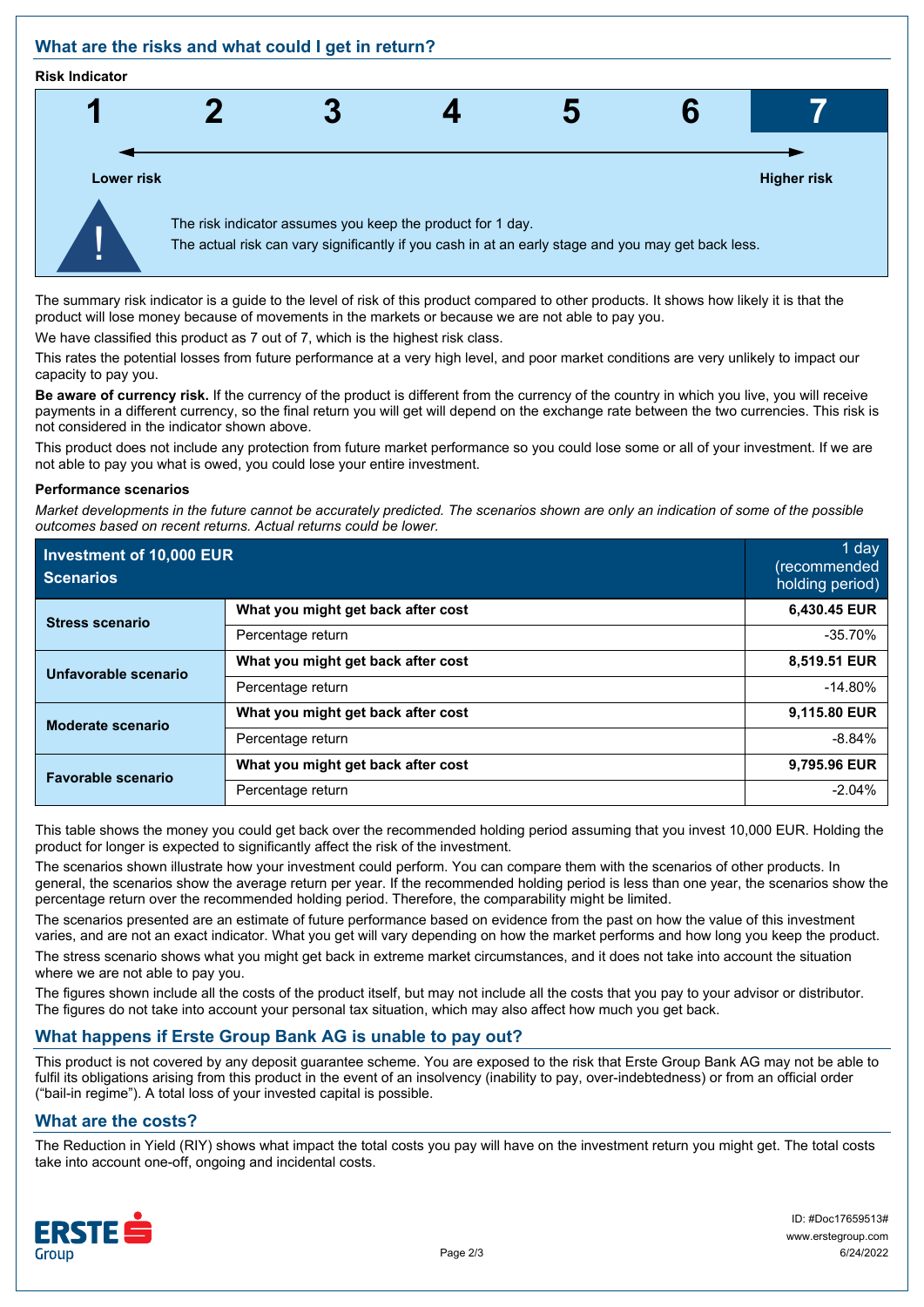## What are the risks and what could I get in return?

**Risk Indicator**

| 1 | 2 | 3 | 4 | 5 | 6 | **7** |
|---|---|---|---|---|---|---|

Lower risk — Higher risk

The risk indicator assumes you keep the product for 1 day.
The actual risk can vary significantly if you cash in at an early stage and you may get back less.

The summary risk indicator is a guide to the level of risk of this product compared to other products. It shows how likely it is that the product will lose money because of movements in the markets or because we are not able to pay you.

We have classified this product as 7 out of 7, which is the highest risk class.

This rates the potential losses from future performance at a very high level, and poor market conditions are very unlikely to impact our capacity to pay you.

**Be aware of currency risk.** If the currency of the product is different from the currency of the country in which you live, you will receive payments in a different currency, so the final return you will get will depend on the exchange rate between the two currencies. This risk is not considered in the indicator shown above.

This product does not include any protection from future market performance so you could lose some or all of your investment. If we are not able to pay you what is owed, you could lose your entire investment.

**Performance scenarios**

*Market developments in the future cannot be accurately predicted. The scenarios shown are only an indication of some of the possible outcomes based on recent returns. Actual returns could be lower.*

| **Investment of 10,000 EUR Scenarios** | | 1 day (recommended holding period) |
|---|---|---|
| **Stress scenario** | **What you might get back after cost** | **6,430.45 EUR** |
| | Percentage return | -35.70% |
| **Unfavorable scenario** | **What you might get back after cost** | **8,519.51 EUR** |
| | Percentage return | -14.80% |
| **Moderate scenario** | **What you might get back after cost** | **9,115.80 EUR** |
| | Percentage return | -8.84% |
| **Favorable scenario** | **What you might get back after cost** | **9,795.96 EUR** |
| | Percentage return | -2.04% |

This table shows the money you could get back over the recommended holding period assuming that you invest 10,000 EUR. Holding the product for longer is expected to significantly affect the risk of the investment.

The scenarios shown illustrate how your investment could perform. You can compare them with the scenarios of other products. In general, the scenarios show the average return per year. If the recommended holding period is less than one year, the scenarios show the percentage return over the recommended holding period. Therefore, the comparability might be limited.

The scenarios presented are an estimate of future performance based on evidence from the past on how the value of this investment varies, and are not an exact indicator. What you get will vary depending on how the market performs and how long you keep the product.

The stress scenario shows what you might get back in extreme market circumstances, and it does not take into account the situation where we are not able to pay you.

The figures shown include all the costs of the product itself, but may not include all the costs that you pay to your advisor or distributor. The figures do not take into account your personal tax situation, which may also affect how much you get back.

## What happens if Erste Group Bank AG is unable to pay out?

This product is not covered by any deposit guarantee scheme. You are exposed to the risk that Erste Group Bank AG may not be able to fulfil its obligations arising from this product in the event of an insolvency (inability to pay, over-indebtedness) or from an official order ("bail-in regime"). A total loss of your invested capital is possible.

## What are the costs?

The Reduction in Yield (RIY) shows what impact the total costs you pay will have on the investment return you might get. The total costs take into account one-off, ongoing and incidental costs.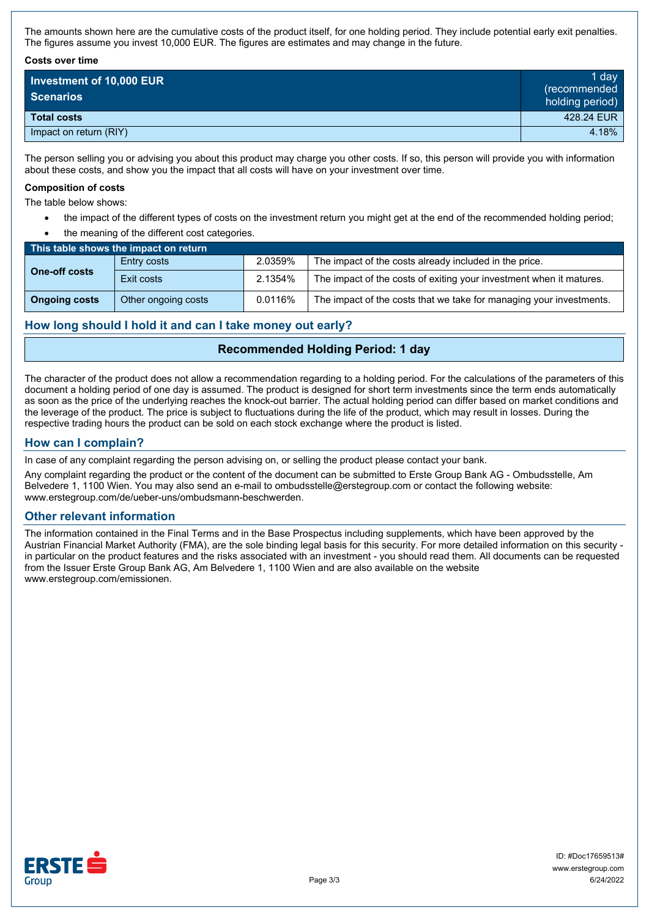The amounts shown here are the cumulative costs of the product itself, for one holding period. They include potential early exit penalties. The figures assume you invest 10,000 EUR. The figures are estimates and may change in the future.

**Costs over time**

| Investment of 10,000 EUR Scenarios | 1 day (recommended holding period) |
|---|---|
| **Total costs** | 428.24 EUR |
| Impact on return (RIY) | 4.18% |

The person selling you or advising you about this product may charge you other costs. If so, this person will provide you with information about these costs, and show you the impact that all costs will have on your investment over time.

**Composition of costs**

The table below shows:

- the impact of the different types of costs on the investment return you might get at the end of the recommended holding period;
- the meaning of the different cost categories.

| This table shows the impact on return | | | |
|---|---|---|---|
| **One-off costs** | Entry costs | 2.0359% | The impact of the costs already included in the price. |
| | Exit costs | 2.1354% | The impact of the costs of exiting your investment when it matures. |
| **Ongoing costs** | Other ongoing costs | 0.0116% | The impact of the costs that we take for managing your investments. |

## How long should I hold it and can I take money out early?

**Recommended Holding Period: 1 day**

The character of the product does not allow a recommendation regarding to a holding period. For the calculations of the parameters of this document a holding period of one day is assumed. The product is designed for short term investments since the term ends automatically as soon as the price of the underlying reaches the knock-out barrier. The actual holding period can differ based on market conditions and the leverage of the product. The price is subject to fluctuations during the life of the product, which may result in losses. During the respective trading hours the product can be sold on each stock exchange where the product is listed.

## How can I complain?

In case of any complaint regarding the person advising on, or selling the product please contact your bank.

Any complaint regarding the product or the content of the document can be submitted to Erste Group Bank AG - Ombudsstelle, Am Belvedere 1, 1100 Wien. You may also send an e-mail to ombudsstelle@erstegroup.com or contact the following website: www.erstegroup.com/de/ueber-uns/ombudsmann-beschwerden.

## Other relevant information

The information contained in the Final Terms and in the Base Prospectus including supplements, which have been approved by the Austrian Financial Market Authority (FMA), are the sole binding legal basis for this security. For more detailed information on this security - in particular on the product features and the risks associated with an investment - you should read them. All documents can be requested from the Issuer Erste Group Bank AG, Am Belvedere 1, 1100 Wien and are also available on the website www.erstegroup.com/emissionen.

ID: #Doc17659513#
www.erstegroup.com
6/24/2022